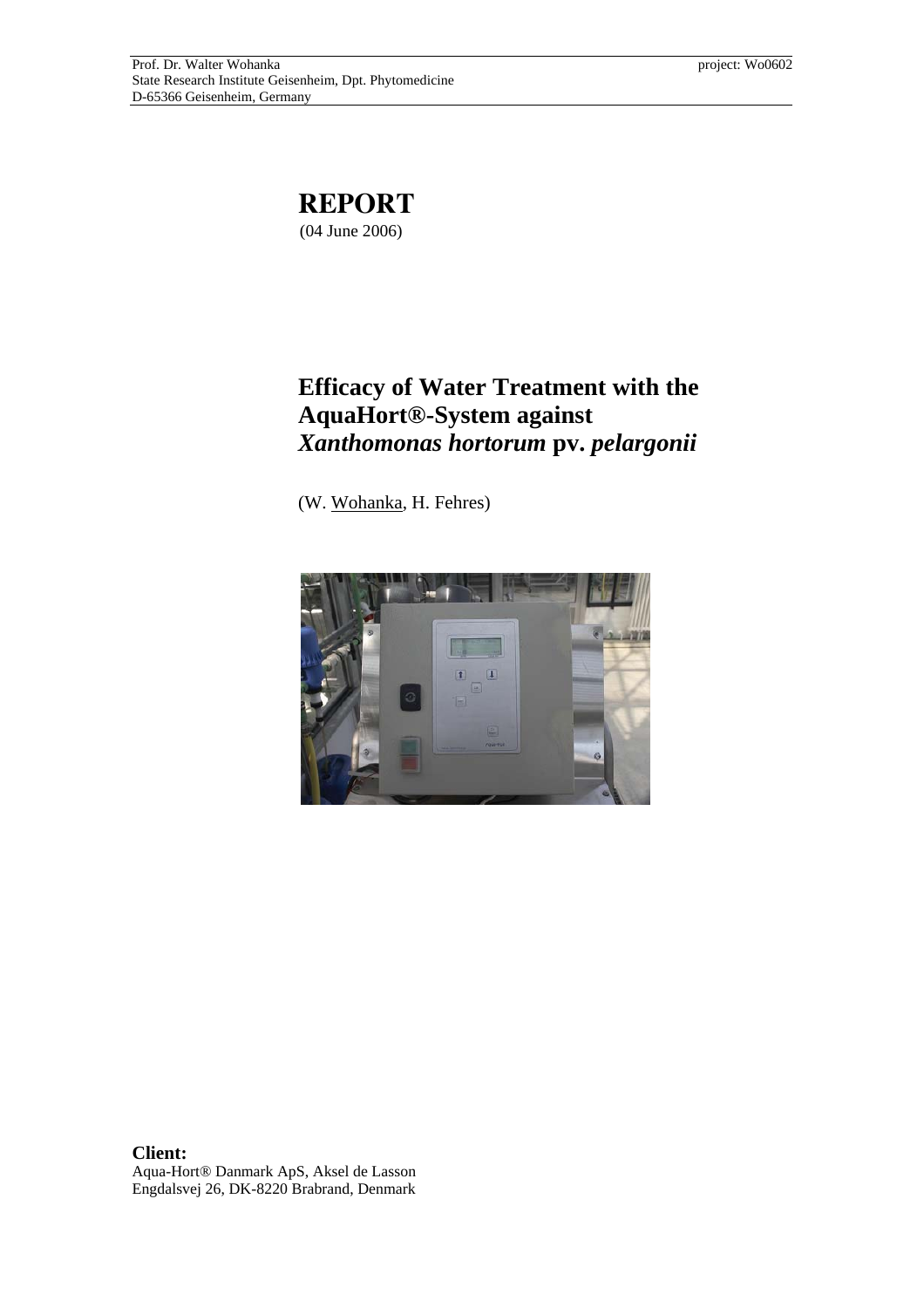Prof. Dr. Walter Wohanka
State Research Institute Geisenheim, Dpt. Phytomedicine
D-65366 Geisenheim, Germany

project: Wo0602

# REPORT

(04 June 2006)

## Efficacy of Water Treatment with the AquaHort®-System against *Xanthomonas hortorum* pv. *pelargonii*

(W. Wohanka, H. Fehres)

**Client:**
Aqua-Hort® Danmark ApS, Aksel de Lasson
Engdalsvej 26, DK-8220 Brabrand, Denmark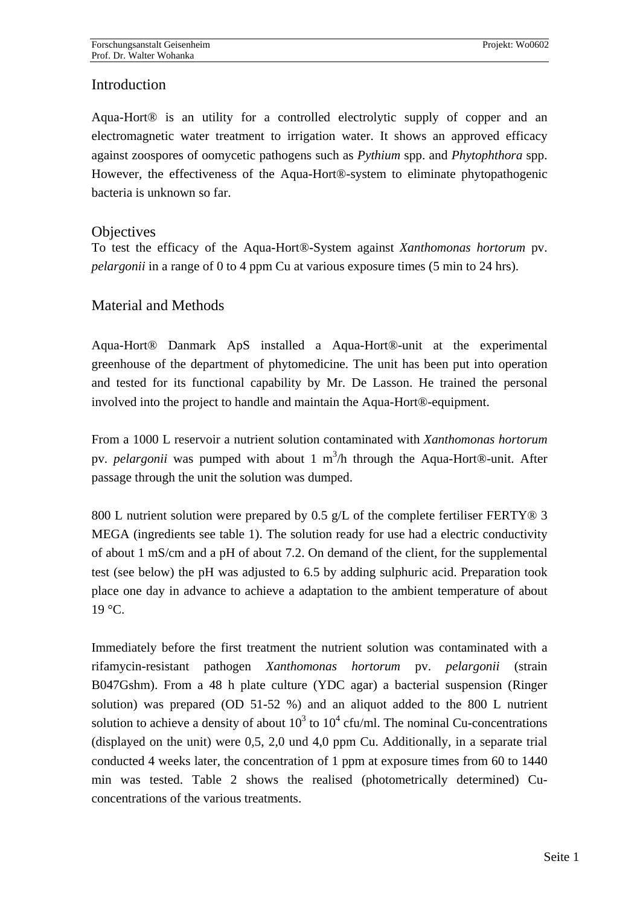## Introduction

Aqua-Hort® is an utility for a controlled electrolytic supply of copper and an electromagnetic water treatment to irrigation water. It shows an approved efficacy against zoospores of oomycetic pathogens such as *Pythium* spp. and *Phytophthora* spp. However, the effectiveness of the Aqua-Hort®-system to eliminate phytopathogenic bacteria is unknown so far.

## Objectives

To test the efficacy of the Aqua-Hort®-System against *Xanthomonas hortorum* pv. *pelargonii* in a range of 0 to 4 ppm Cu at various exposure times (5 min to 24 hrs).

## Material and Methods

Aqua-Hort® Danmark ApS installed a Aqua-Hort®-unit at the experimental greenhouse of the department of phytomedicine. The unit has been put into operation and tested for its functional capability by Mr. De Lasson. He trained the personal involved into the project to handle and maintain the Aqua-Hort®-equipment.

From a 1000 L reservoir a nutrient solution contaminated with *Xanthomonas hortorum* pv. *pelargonii* was pumped with about 1 $m^3$/h through the Aqua-Hort®-unit. After passage through the unit the solution was dumped.

800 L nutrient solution were prepared by 0.5 g/L of the complete fertiliser FERTY® 3 MEGA (ingredients see table 1). The solution ready for use had a electric conductivity of about 1 mS/cm and a pH of about 7.2. On demand of the client, for the supplemental test (see below) the pH was adjusted to 6.5 by adding sulphuric acid. Preparation took place one day in advance to achieve a adaptation to the ambient temperature of about 19 °C.

Immediately before the first treatment the nutrient solution was contaminated with a rifamycin-resistant pathogen *Xanthomonas hortorum* pv. *pelargonii* (strain B047Gshm). From a 48 h plate culture (YDC agar) a bacterial suspension (Ringer solution) was prepared (OD 51-52 %) and an aliquot added to the 800 L nutrient solution to achieve a density of about $10^3$ to $10^4$ cfu/ml. The nominal Cu-concentrations (displayed on the unit) were 0,5, 2,0 und 4,0 ppm Cu. Additionally, in a separate trial conducted 4 weeks later, the concentration of 1 ppm at exposure times from 60 to 1440 min was tested. Table 2 shows the realised (photometrically determined) Cu-concentrations of the various treatments.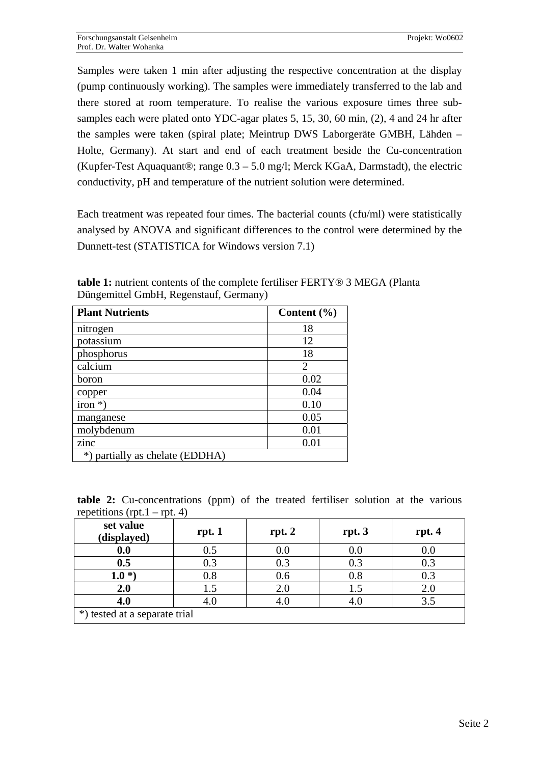Samples were taken 1 min after adjusting the respective concentration at the display (pump continuously working). The samples were immediately transferred to the lab and there stored at room temperature. To realise the various exposure times three sub-samples each were plated onto YDC-agar plates 5, 15, 30, 60 min, (2), 4 and 24 hr after the samples were taken (spiral plate; Meintrup DWS Laborgeräte GMBH, Lähden – Holte, Germany). At start and end of each treatment beside the Cu-concentration (Kupfer-Test Aquaquant®; range 0.3 – 5.0 mg/l; Merck KGaA, Darmstadt), the electric conductivity, pH and temperature of the nutrient solution were determined.

Each treatment was repeated four times. The bacterial counts (cfu/ml) were statistically analysed by ANOVA and significant differences to the control were determined by the Dunnett-test (STATISTICA for Windows version 7.1)

**table 1:** nutrient contents of the complete fertiliser FERTY® 3 MEGA (Planta Düngemittel GmbH, Regenstauf, Germany)

| Plant Nutrients | Content (%) |
|---|---|
| nitrogen | 18 |
| potassium | 12 |
| phosphorus | 18 |
| calcium | 2 |
| boron | 0.02 |
| copper | 0.04 |
| iron *) | 0.10 |
| manganese | 0.05 |
| molybdenum | 0.01 |
| zinc | 0.01 |
| *) partially as chelate (EDDHA) | |

**table 2:** Cu-concentrations (ppm) of the treated fertiliser solution at the various repetitions (rpt.1 – rpt. 4)

| set value (displayed) | rpt. 1 | rpt. 2 | rpt. 3 | rpt. 4 |
|---|---|---|---|---|
| **0.0** | 0.5 | 0.0 | 0.0 | 0.0 |
| **0.5** | 0.3 | 0.3 | 0.3 | 0.3 |
| **1.0 *)** | 0.8 | 0.6 | 0.8 | 0.3 |
| **2.0** | 1.5 | 2.0 | 1.5 | 2.0 |
| **4.0** | 4.0 | 4.0 | 4.0 | 3.5 |
| *) tested at a separate trial | | | | |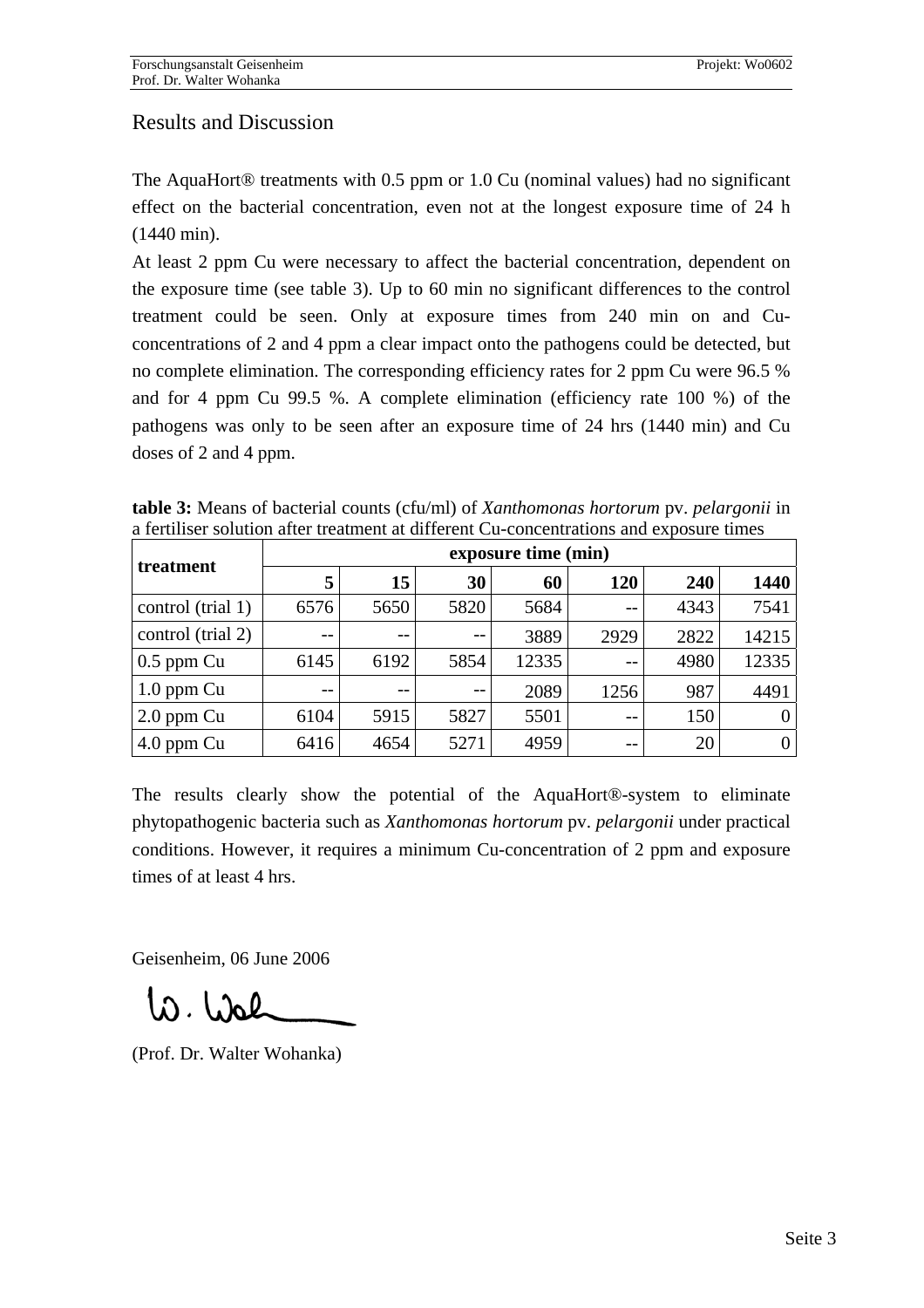## Results and Discussion

The AquaHort® treatments with 0.5 ppm or 1.0 Cu (nominal values) had no significant effect on the bacterial concentration, even not at the longest exposure time of 24 h (1440 min).

At least 2 ppm Cu were necessary to affect the bacterial concentration, dependent on the exposure time (see table 3). Up to 60 min no significant differences to the control treatment could be seen. Only at exposure times from 240 min on and Cu-concentrations of 2 and 4 ppm a clear impact onto the pathogens could be detected, but no complete elimination. The corresponding efficiency rates for 2 ppm Cu were 96.5 % and for 4 ppm Cu 99.5 %. A complete elimination (efficiency rate 100 %) of the pathogens was only to be seen after an exposure time of 24 hrs (1440 min) and Cu doses of 2 and 4 ppm.

**table 3:** Means of bacterial counts (cfu/ml) of *Xanthomonas hortorum* pv. *pelargonii* in a fertiliser solution after treatment at different Cu-concentrations and exposure times

| **treatment** | **exposure time (min)** | | | | | | |
|---|---|---|---|---|---|---|---|
| | **5** | **15** | **30** | **60** | **120** | **240** | **1440** |
| control (trial 1) | 6576 | 5650 | 5820 | 5684 | -- | 4343 | 7541 |
| control (trial 2) | -- | -- | -- | 3889 | 2929 | 2822 | 14215 |
| 0.5 ppm Cu | 6145 | 6192 | 5854 | 12335 | -- | 4980 | 12335 |
| 1.0 ppm Cu | -- | -- | -- | 2089 | 1256 | 987 | 4491 |
| 2.0 ppm Cu | 6104 | 5915 | 5827 | 5501 | -- | 150 | 0 |
| 4.0 ppm Cu | 6416 | 4654 | 5271 | 4959 | -- | 20 | 0 |

The results clearly show the potential of the AquaHort®-system to eliminate phytopathogenic bacteria such as *Xanthomonas hortorum* pv. *pelargonii* under practical conditions. However, it requires a minimum Cu-concentration of 2 ppm and exposure times of at least 4 hrs.

Geisenheim, 06 June 2006

(Prof. Dr. Walter Wohanka)